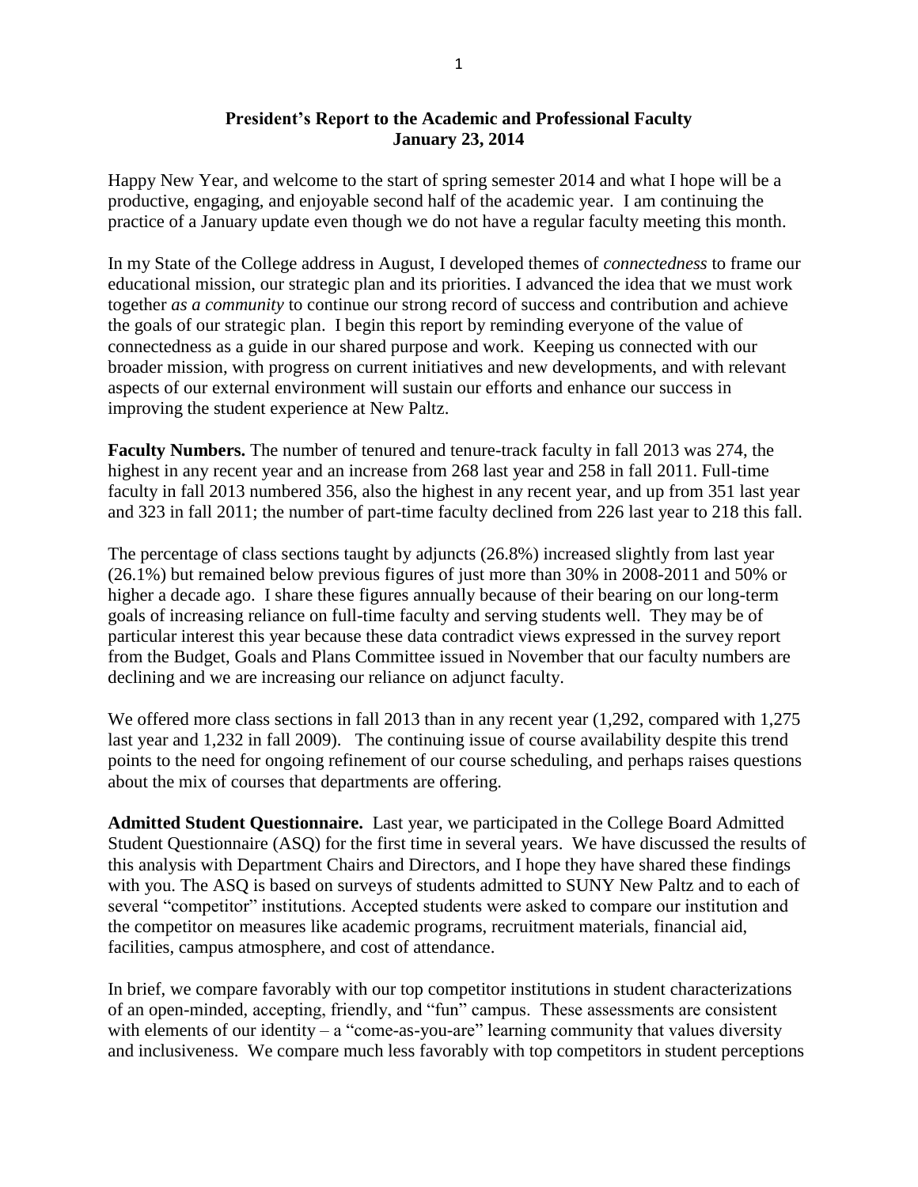**President's Report to the Academic and Professional Faculty**
**January 23, 2014**

Happy New Year, and welcome to the start of spring semester 2014 and what I hope will be a productive, engaging, and enjoyable second half of the academic year. I am continuing the practice of a January update even though we do not have a regular faculty meeting this month.

In my State of the College address in August, I developed themes of *connectedness* to frame our educational mission, our strategic plan and its priorities. I advanced the idea that we must work together *as a community* to continue our strong record of success and contribution and achieve the goals of our strategic plan. I begin this report by reminding everyone of the value of connectedness as a guide in our shared purpose and work. Keeping us connected with our broader mission, with progress on current initiatives and new developments, and with relevant aspects of our external environment will sustain our efforts and enhance our success in improving the student experience at New Paltz.

**Faculty Numbers.** The number of tenured and tenure-track faculty in fall 2013 was 274, the highest in any recent year and an increase from 268 last year and 258 in fall 2011. Full-time faculty in fall 2013 numbered 356, also the highest in any recent year, and up from 351 last year and 323 in fall 2011; the number of part-time faculty declined from 226 last year to 218 this fall.

The percentage of class sections taught by adjuncts (26.8%) increased slightly from last year (26.1%) but remained below previous figures of just more than 30% in 2008-2011 and 50% or higher a decade ago. I share these figures annually because of their bearing on our long-term goals of increasing reliance on full-time faculty and serving students well. They may be of particular interest this year because these data contradict views expressed in the survey report from the Budget, Goals and Plans Committee issued in November that our faculty numbers are declining and we are increasing our reliance on adjunct faculty.

We offered more class sections in fall 2013 than in any recent year (1,292, compared with 1,275 last year and 1,232 in fall 2009). The continuing issue of course availability despite this trend points to the need for ongoing refinement of our course scheduling, and perhaps raises questions about the mix of courses that departments are offering.

**Admitted Student Questionnaire.** Last year, we participated in the College Board Admitted Student Questionnaire (ASQ) for the first time in several years. We have discussed the results of this analysis with Department Chairs and Directors, and I hope they have shared these findings with you. The ASQ is based on surveys of students admitted to SUNY New Paltz and to each of several "competitor" institutions. Accepted students were asked to compare our institution and the competitor on measures like academic programs, recruitment materials, financial aid, facilities, campus atmosphere, and cost of attendance.

In brief, we compare favorably with our top competitor institutions in student characterizations of an open-minded, accepting, friendly, and "fun" campus. These assessments are consistent with elements of our identity – a "come-as-you-are" learning community that values diversity and inclusiveness. We compare much less favorably with top competitors in student perceptions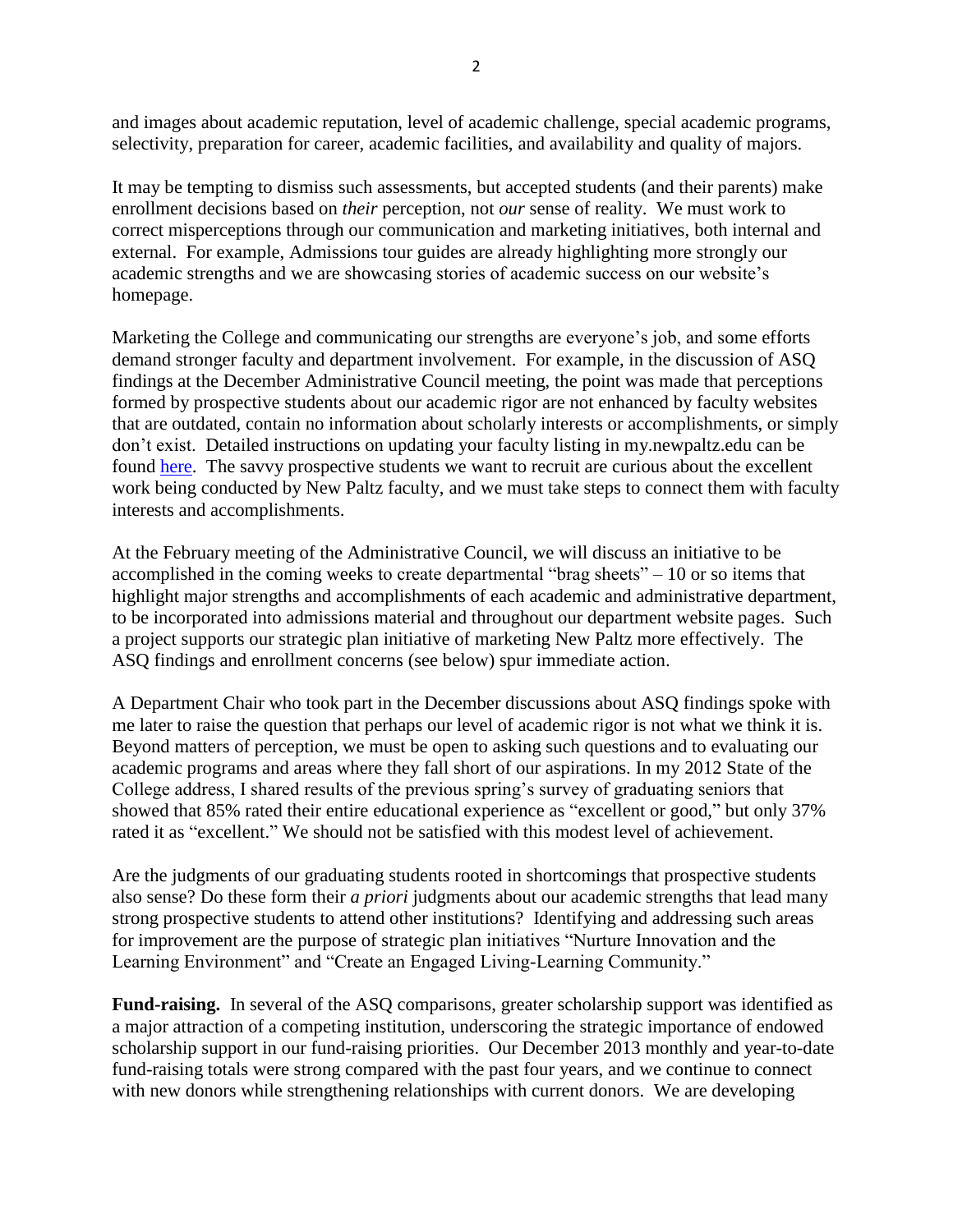and images about academic reputation, level of academic challenge, special academic programs, selectivity, preparation for career, academic facilities, and availability and quality of majors.

It may be tempting to dismiss such assessments, but accepted students (and their parents) make enrollment decisions based on *their* perception, not *our* sense of reality. We must work to correct misperceptions through our communication and marketing initiatives, both internal and external. For example, Admissions tour guides are already highlighting more strongly our academic strengths and we are showcasing stories of academic success on our website's homepage.

Marketing the College and communicating our strengths are everyone's job, and some efforts demand stronger faculty and department involvement. For example, in the discussion of ASQ findings at the December Administrative Council meeting, the point was made that perceptions formed by prospective students about our academic rigor are not enhanced by faculty websites that are outdated, contain no information about scholarly interests or accomplishments, or simply don't exist. Detailed instructions on updating your faculty listing in my.newpaltz.edu can be found here. The savvy prospective students we want to recruit are curious about the excellent work being conducted by New Paltz faculty, and we must take steps to connect them with faculty interests and accomplishments.

At the February meeting of the Administrative Council, we will discuss an initiative to be accomplished in the coming weeks to create departmental "brag sheets" – 10 or so items that highlight major strengths and accomplishments of each academic and administrative department, to be incorporated into admissions material and throughout our department website pages. Such a project supports our strategic plan initiative of marketing New Paltz more effectively. The ASQ findings and enrollment concerns (see below) spur immediate action.

A Department Chair who took part in the December discussions about ASQ findings spoke with me later to raise the question that perhaps our level of academic rigor is not what we think it is. Beyond matters of perception, we must be open to asking such questions and to evaluating our academic programs and areas where they fall short of our aspirations. In my 2012 State of the College address, I shared results of the previous spring's survey of graduating seniors that showed that 85% rated their entire educational experience as "excellent or good," but only 37% rated it as "excellent." We should not be satisfied with this modest level of achievement.

Are the judgments of our graduating students rooted in shortcomings that prospective students also sense? Do these form their *a priori* judgments about our academic strengths that lead many strong prospective students to attend other institutions? Identifying and addressing such areas for improvement are the purpose of strategic plan initiatives "Nurture Innovation and the Learning Environment" and "Create an Engaged Living-Learning Community."

**Fund-raising.** In several of the ASQ comparisons, greater scholarship support was identified as a major attraction of a competing institution, underscoring the strategic importance of endowed scholarship support in our fund-raising priorities. Our December 2013 monthly and year-to-date fund-raising totals were strong compared with the past four years, and we continue to connect with new donors while strengthening relationships with current donors. We are developing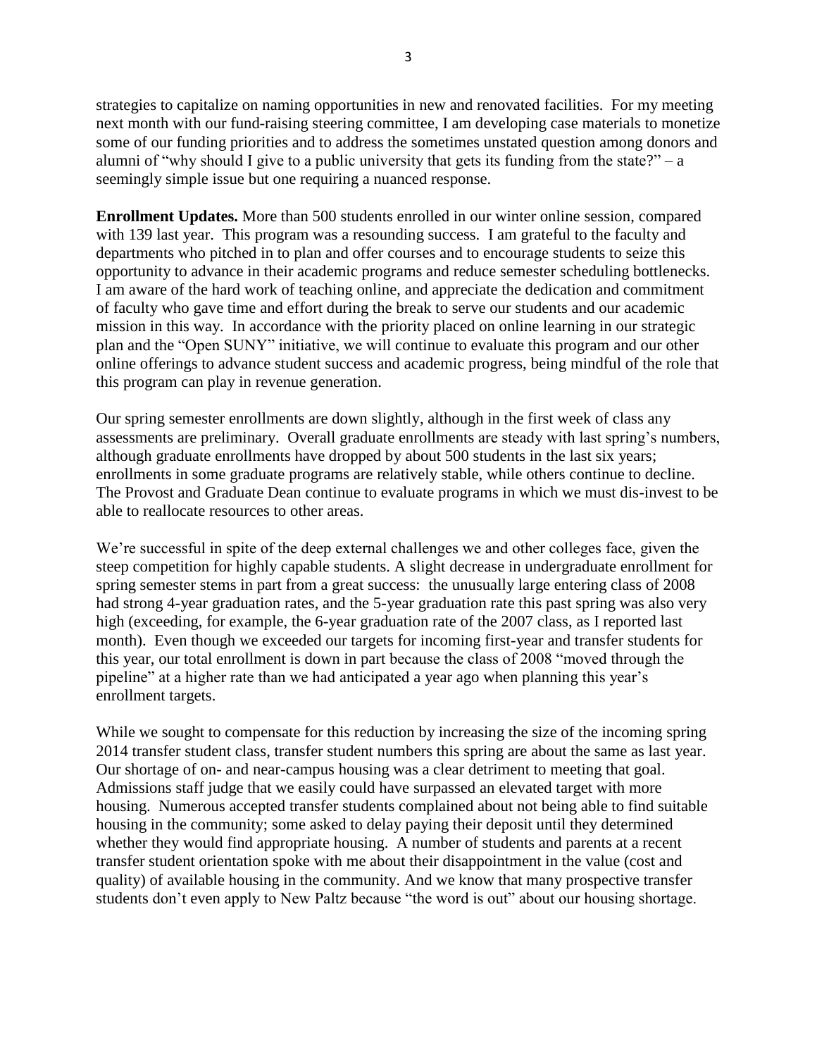strategies to capitalize on naming opportunities in new and renovated facilities. For my meeting next month with our fund-raising steering committee, I am developing case materials to monetize some of our funding priorities and to address the sometimes unstated question among donors and alumni of "why should I give to a public university that gets its funding from the state?" – a seemingly simple issue but one requiring a nuanced response.

**Enrollment Updates.** More than 500 students enrolled in our winter online session, compared with 139 last year. This program was a resounding success. I am grateful to the faculty and departments who pitched in to plan and offer courses and to encourage students to seize this opportunity to advance in their academic programs and reduce semester scheduling bottlenecks. I am aware of the hard work of teaching online, and appreciate the dedication and commitment of faculty who gave time and effort during the break to serve our students and our academic mission in this way. In accordance with the priority placed on online learning in our strategic plan and the "Open SUNY" initiative, we will continue to evaluate this program and our other online offerings to advance student success and academic progress, being mindful of the role that this program can play in revenue generation.

Our spring semester enrollments are down slightly, although in the first week of class any assessments are preliminary. Overall graduate enrollments are steady with last spring's numbers, although graduate enrollments have dropped by about 500 students in the last six years; enrollments in some graduate programs are relatively stable, while others continue to decline. The Provost and Graduate Dean continue to evaluate programs in which we must dis-invest to be able to reallocate resources to other areas.

We're successful in spite of the deep external challenges we and other colleges face, given the steep competition for highly capable students. A slight decrease in undergraduate enrollment for spring semester stems in part from a great success: the unusually large entering class of 2008 had strong 4-year graduation rates, and the 5-year graduation rate this past spring was also very high (exceeding, for example, the 6-year graduation rate of the 2007 class, as I reported last month). Even though we exceeded our targets for incoming first-year and transfer students for this year, our total enrollment is down in part because the class of 2008 "moved through the pipeline" at a higher rate than we had anticipated a year ago when planning this year's enrollment targets.

While we sought to compensate for this reduction by increasing the size of the incoming spring 2014 transfer student class, transfer student numbers this spring are about the same as last year. Our shortage of on- and near-campus housing was a clear detriment to meeting that goal. Admissions staff judge that we easily could have surpassed an elevated target with more housing. Numerous accepted transfer students complained about not being able to find suitable housing in the community; some asked to delay paying their deposit until they determined whether they would find appropriate housing. A number of students and parents at a recent transfer student orientation spoke with me about their disappointment in the value (cost and quality) of available housing in the community. And we know that many prospective transfer students don't even apply to New Paltz because "the word is out" about our housing shortage.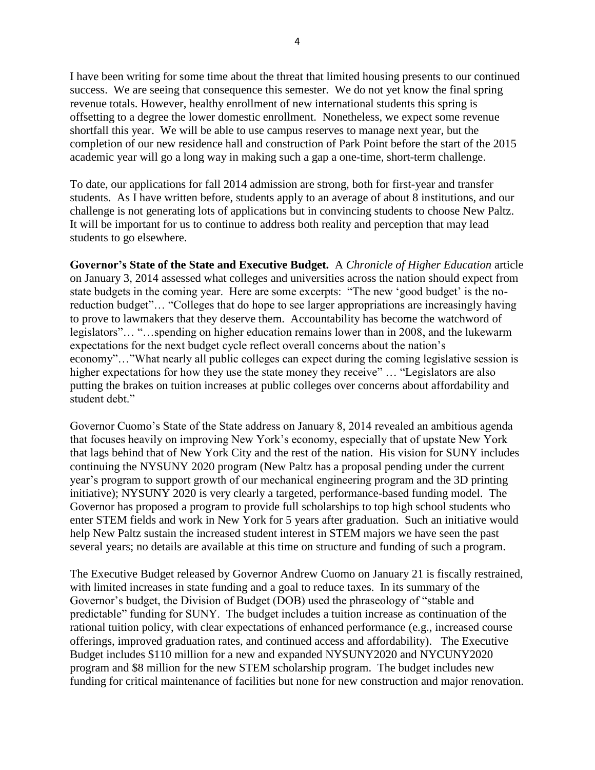I have been writing for some time about the threat that limited housing presents to our continued success. We are seeing that consequence this semester. We do not yet know the final spring revenue totals. However, healthy enrollment of new international students this spring is offsetting to a degree the lower domestic enrollment. Nonetheless, we expect some revenue shortfall this year. We will be able to use campus reserves to manage next year, but the completion of our new residence hall and construction of Park Point before the start of the 2015 academic year will go a long way in making such a gap a one-time, short-term challenge.

To date, our applications for fall 2014 admission are strong, both for first-year and transfer students. As I have written before, students apply to an average of about 8 institutions, and our challenge is not generating lots of applications but in convincing students to choose New Paltz. It will be important for us to continue to address both reality and perception that may lead students to go elsewhere.

**Governor's State of the State and Executive Budget.** A *Chronicle of Higher Education* article on January 3, 2014 assessed what colleges and universities across the nation should expect from state budgets in the coming year. Here are some excerpts: "The new 'good budget' is the no-reduction budget"… "Colleges that do hope to see larger appropriations are increasingly having to prove to lawmakers that they deserve them. Accountability has become the watchword of legislators"… "…spending on higher education remains lower than in 2008, and the lukewarm expectations for the next budget cycle reflect overall concerns about the nation's economy"…"What nearly all public colleges can expect during the coming legislative session is higher expectations for how they use the state money they receive" … "Legislators are also putting the brakes on tuition increases at public colleges over concerns about affordability and student debt."

Governor Cuomo's State of the State address on January 8, 2014 revealed an ambitious agenda that focuses heavily on improving New York's economy, especially that of upstate New York that lags behind that of New York City and the rest of the nation. His vision for SUNY includes continuing the NYSUNY 2020 program (New Paltz has a proposal pending under the current year's program to support growth of our mechanical engineering program and the 3D printing initiative); NYSUNY 2020 is very clearly a targeted, performance-based funding model. The Governor has proposed a program to provide full scholarships to top high school students who enter STEM fields and work in New York for 5 years after graduation. Such an initiative would help New Paltz sustain the increased student interest in STEM majors we have seen the past several years; no details are available at this time on structure and funding of such a program.

The Executive Budget released by Governor Andrew Cuomo on January 21 is fiscally restrained, with limited increases in state funding and a goal to reduce taxes. In its summary of the Governor's budget, the Division of Budget (DOB) used the phraseology of "stable and predictable" funding for SUNY. The budget includes a tuition increase as continuation of the rational tuition policy, with clear expectations of enhanced performance (e.g., increased course offerings, improved graduation rates, and continued access and affordability). The Executive Budget includes \$110 million for a new and expanded NYSUNY2020 and NYCUNY2020 program and \$8 million for the new STEM scholarship program. The budget includes new funding for critical maintenance of facilities but none for new construction and major renovation.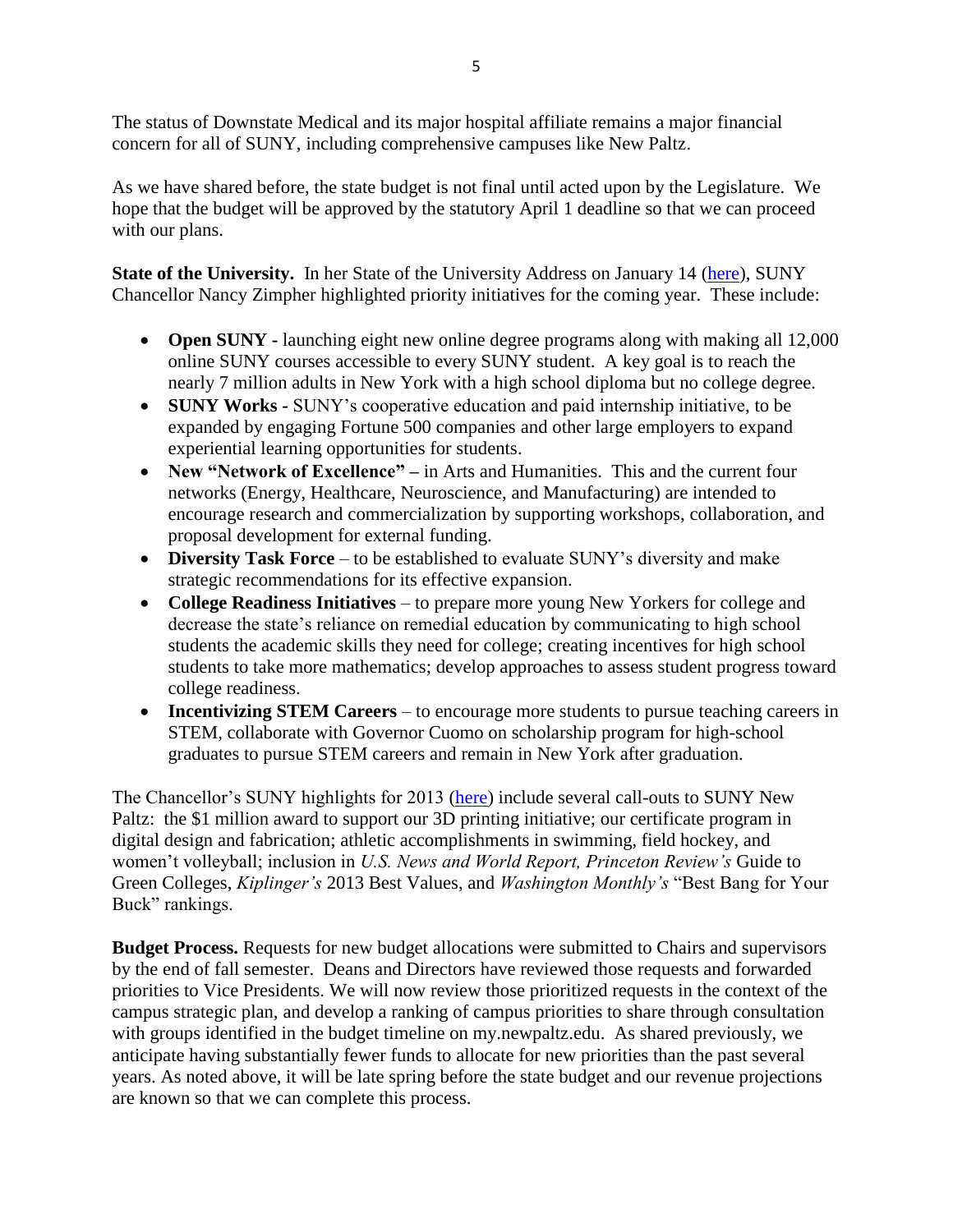The status of Downstate Medical and its major hospital affiliate remains a major financial concern for all of SUNY, including comprehensive campuses like New Paltz.

As we have shared before, the state budget is not final until acted upon by the Legislature. We hope that the budget will be approved by the statutory April 1 deadline so that we can proceed with our plans.

**State of the University.** In her State of the University Address on January 14 (here), SUNY Chancellor Nancy Zimpher highlighted priority initiatives for the coming year. These include:

- **Open SUNY -** launching eight new online degree programs along with making all 12,000 online SUNY courses accessible to every SUNY student. A key goal is to reach the nearly 7 million adults in New York with a high school diploma but no college degree.
- **SUNY Works -** SUNY's cooperative education and paid internship initiative, to be expanded by engaging Fortune 500 companies and other large employers to expand experiential learning opportunities for students.
- **New "Network of Excellence" –** in Arts and Humanities. This and the current four networks (Energy, Healthcare, Neuroscience, and Manufacturing) are intended to encourage research and commercialization by supporting workshops, collaboration, and proposal development for external funding.
- **Diversity Task Force** – to be established to evaluate SUNY's diversity and make strategic recommendations for its effective expansion.
- **College Readiness Initiatives** – to prepare more young New Yorkers for college and decrease the state's reliance on remedial education by communicating to high school students the academic skills they need for college; creating incentives for high school students to take more mathematics; develop approaches to assess student progress toward college readiness.
- **Incentivizing STEM Careers** – to encourage more students to pursue teaching careers in STEM, collaborate with Governor Cuomo on scholarship program for high-school graduates to pursue STEM careers and remain in New York after graduation.

The Chancellor's SUNY highlights for 2013 (here) include several call-outs to SUNY New Paltz: the $1 million award to support our 3D printing initiative; our certificate program in digital design and fabrication; athletic accomplishments in swimming, field hockey, and women't volleyball; inclusion in *U.S. News and World Report, Princeton Review's* Guide to Green Colleges, *Kiplinger's* 2013 Best Values, and *Washington Monthly's* "Best Bang for Your Buck" rankings.

**Budget Process.** Requests for new budget allocations were submitted to Chairs and supervisors by the end of fall semester. Deans and Directors have reviewed those requests and forwarded priorities to Vice Presidents. We will now review those prioritized requests in the context of the campus strategic plan, and develop a ranking of campus priorities to share through consultation with groups identified in the budget timeline on my.newpaltz.edu. As shared previously, we anticipate having substantially fewer funds to allocate for new priorities than the past several years. As noted above, it will be late spring before the state budget and our revenue projections are known so that we can complete this process.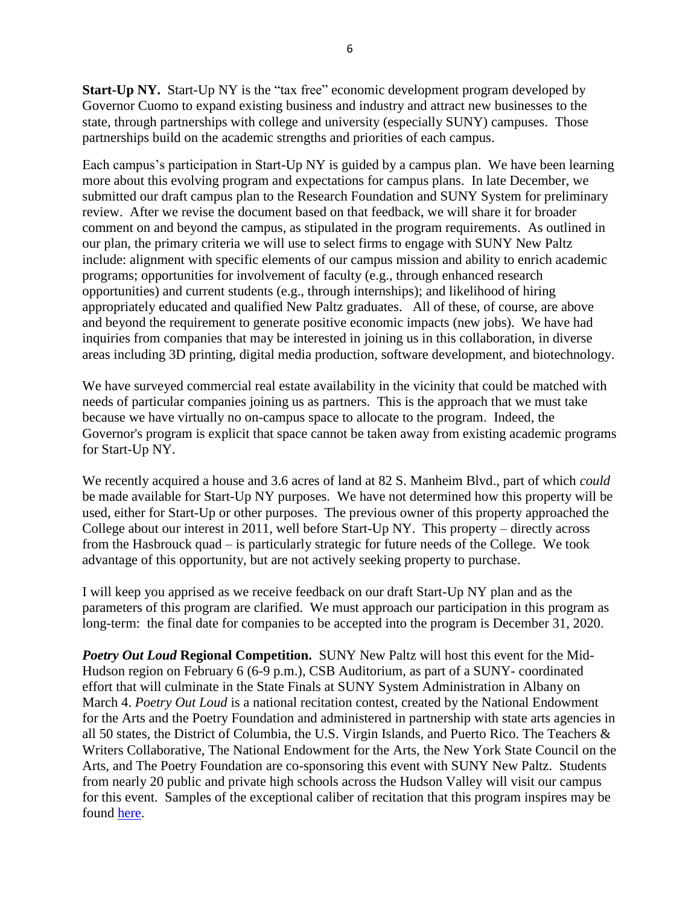**Start-Up NY.** Start-Up NY is the "tax free" economic development program developed by Governor Cuomo to expand existing business and industry and attract new businesses to the state, through partnerships with college and university (especially SUNY) campuses. Those partnerships build on the academic strengths and priorities of each campus.

Each campus's participation in Start-Up NY is guided by a campus plan. We have been learning more about this evolving program and expectations for campus plans. In late December, we submitted our draft campus plan to the Research Foundation and SUNY System for preliminary review. After we revise the document based on that feedback, we will share it for broader comment on and beyond the campus, as stipulated in the program requirements. As outlined in our plan, the primary criteria we will use to select firms to engage with SUNY New Paltz include: alignment with specific elements of our campus mission and ability to enrich academic programs; opportunities for involvement of faculty (e.g., through enhanced research opportunities) and current students (e.g., through internships); and likelihood of hiring appropriately educated and qualified New Paltz graduates. All of these, of course, are above and beyond the requirement to generate positive economic impacts (new jobs). We have had inquiries from companies that may be interested in joining us in this collaboration, in diverse areas including 3D printing, digital media production, software development, and biotechnology.

We have surveyed commercial real estate availability in the vicinity that could be matched with needs of particular companies joining us as partners. This is the approach that we must take because we have virtually no on-campus space to allocate to the program. Indeed, the Governor's program is explicit that space cannot be taken away from existing academic programs for Start-Up NY.

We recently acquired a house and 3.6 acres of land at 82 S. Manheim Blvd., part of which *could* be made available for Start-Up NY purposes. We have not determined how this property will be used, either for Start-Up or other purposes. The previous owner of this property approached the College about our interest in 2011, well before Start-Up NY. This property – directly across from the Hasbrouck quad – is particularly strategic for future needs of the College. We took advantage of this opportunity, but are not actively seeking property to purchase.

I will keep you apprised as we receive feedback on our draft Start-Up NY plan and as the parameters of this program are clarified. We must approach our participation in this program as long-term: the final date for companies to be accepted into the program is December 31, 2020.

***Poetry Out Loud* Regional Competition.** SUNY New Paltz will host this event for the Mid-Hudson region on February 6 (6-9 p.m.), CSB Auditorium, as part of a SUNY- coordinated effort that will culminate in the State Finals at SUNY System Administration in Albany on March 4. *Poetry Out Loud* is a national recitation contest, created by the National Endowment for the Arts and the Poetry Foundation and administered in partnership with state arts agencies in all 50 states, the District of Columbia, the U.S. Virgin Islands, and Puerto Rico. The Teachers & Writers Collaborative, The National Endowment for the Arts, the New York State Council on the Arts, and The Poetry Foundation are co-sponsoring this event with SUNY New Paltz. Students from nearly 20 public and private high schools across the Hudson Valley will visit our campus for this event. Samples of the exceptional caliber of recitation that this program inspires may be found here.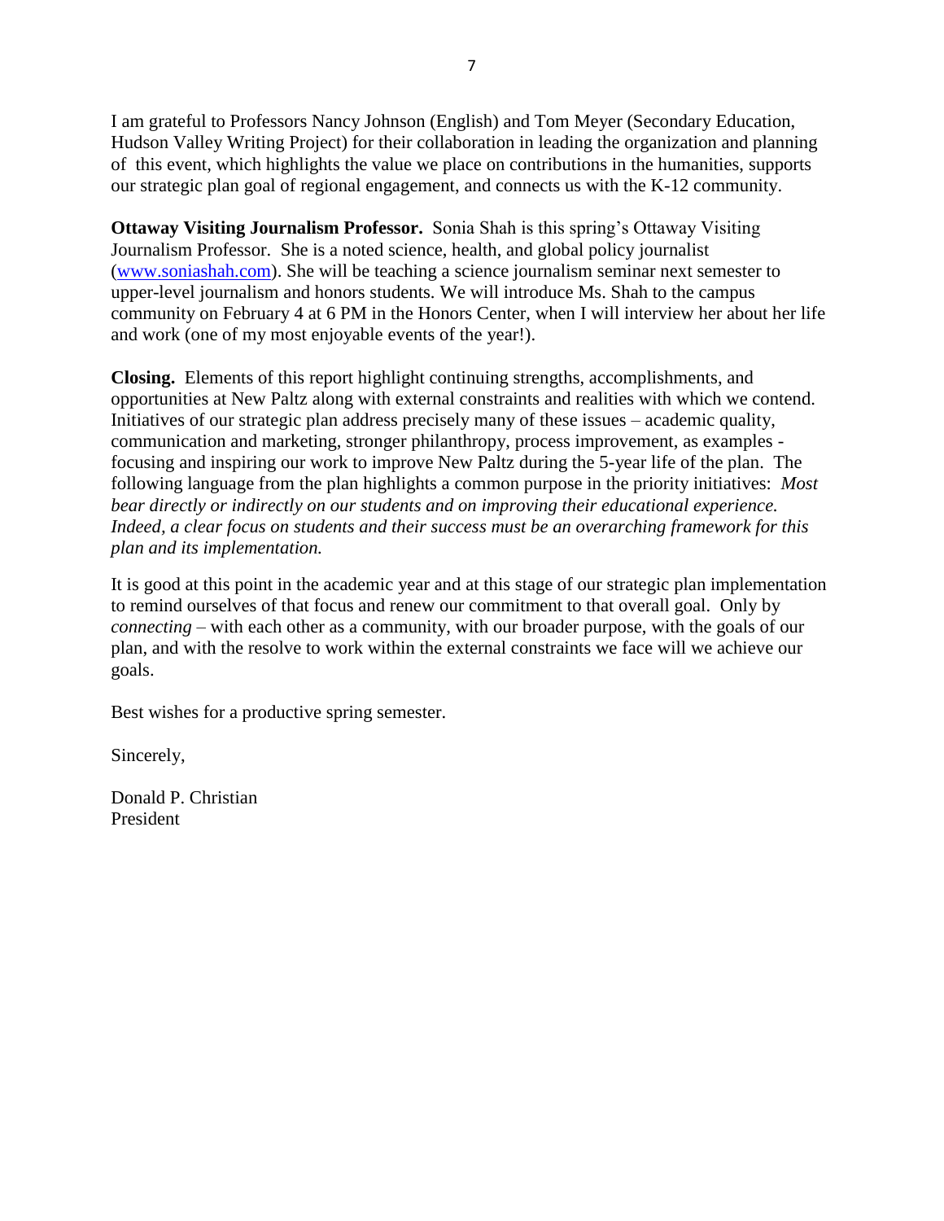I am grateful to Professors Nancy Johnson (English) and Tom Meyer (Secondary Education, Hudson Valley Writing Project) for their collaboration in leading the organization and planning of this event, which highlights the value we place on contributions in the humanities, supports our strategic plan goal of regional engagement, and connects us with the K-12 community.

**Ottaway Visiting Journalism Professor.** Sonia Shah is this spring's Ottaway Visiting Journalism Professor. She is a noted science, health, and global policy journalist (www.soniashah.com). She will be teaching a science journalism seminar next semester to upper-level journalism and honors students. We will introduce Ms. Shah to the campus community on February 4 at 6 PM in the Honors Center, when I will interview her about her life and work (one of my most enjoyable events of the year!).

**Closing.** Elements of this report highlight continuing strengths, accomplishments, and opportunities at New Paltz along with external constraints and realities with which we contend. Initiatives of our strategic plan address precisely many of these issues – academic quality, communication and marketing, stronger philanthropy, process improvement, as examples - focusing and inspiring our work to improve New Paltz during the 5-year life of the plan. The following language from the plan highlights a common purpose in the priority initiatives: *Most bear directly or indirectly on our students and on improving their educational experience. Indeed, a clear focus on students and their success must be an overarching framework for this plan and its implementation.*

It is good at this point in the academic year and at this stage of our strategic plan implementation to remind ourselves of that focus and renew our commitment to that overall goal. Only by *connecting* – with each other as a community, with our broader purpose, with the goals of our plan, and with the resolve to work within the external constraints we face will we achieve our goals.

Best wishes for a productive spring semester.

Sincerely,

Donald P. Christian
President